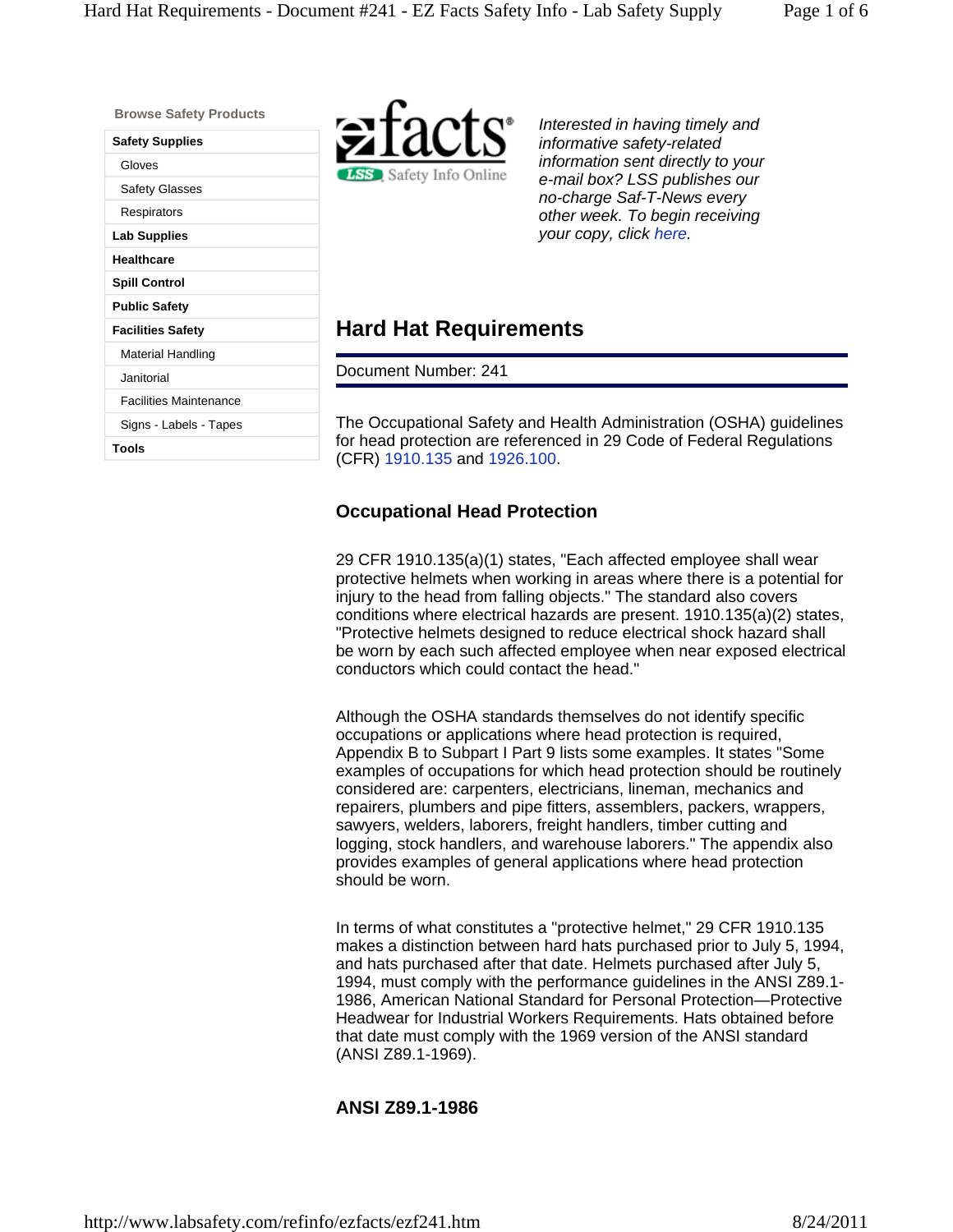Browse Safety Products

- **Safety Supplies**
  - Gloves
  - Safety Glasses
  - Respirators
- **Lab Supplies**
- **Healthcare**
- **Spill Control**
- **Public Safety**
- **Facilities Safety**
  - Material Handling
  - Janitorial
  - Facilities Maintenance
  - Signs - Labels - Tapes
- **Tools**

ezfacts® LSS Safety Info Online

*Interested in having timely and informative safety-related information sent directly to your e-mail box? LSS publishes our no-charge Saf-T-News every other week. To begin receiving your copy, click here.*

# Hard Hat Requirements

Document Number: 241

The Occupational Safety and Health Administration (OSHA) guidelines for head protection are referenced in 29 Code of Federal Regulations (CFR) 1910.135 and 1926.100.

## Occupational Head Protection

29 CFR 1910.135(a)(1) states, "Each affected employee shall wear protective helmets when working in areas where there is a potential for injury to the head from falling objects." The standard also covers conditions where electrical hazards are present. 1910.135(a)(2) states, "Protective helmets designed to reduce electrical shock hazard shall be worn by each such affected employee when near exposed electrical conductors which could contact the head."

Although the OSHA standards themselves do not identify specific occupations or applications where head protection is required, Appendix B to Subpart I Part 9 lists some examples. It states "Some examples of occupations for which head protection should be routinely considered are: carpenters, electricians, lineman, mechanics and repairers, plumbers and pipe fitters, assemblers, packers, wrappers, sawyers, welders, laborers, freight handlers, timber cutting and logging, stock handlers, and warehouse laborers." The appendix also provides examples of general applications where head protection should be worn.

In terms of what constitutes a "protective helmet," 29 CFR 1910.135 makes a distinction between hard hats purchased prior to July 5, 1994, and hats purchased after that date. Helmets purchased after July 5, 1994, must comply with the performance guidelines in the ANSI Z89.1-1986, American National Standard for Personal Protection—Protective Headwear for Industrial Workers Requirements. Hats obtained before that date must comply with the 1969 version of the ANSI standard (ANSI Z89.1-1969).

## ANSI Z89.1-1986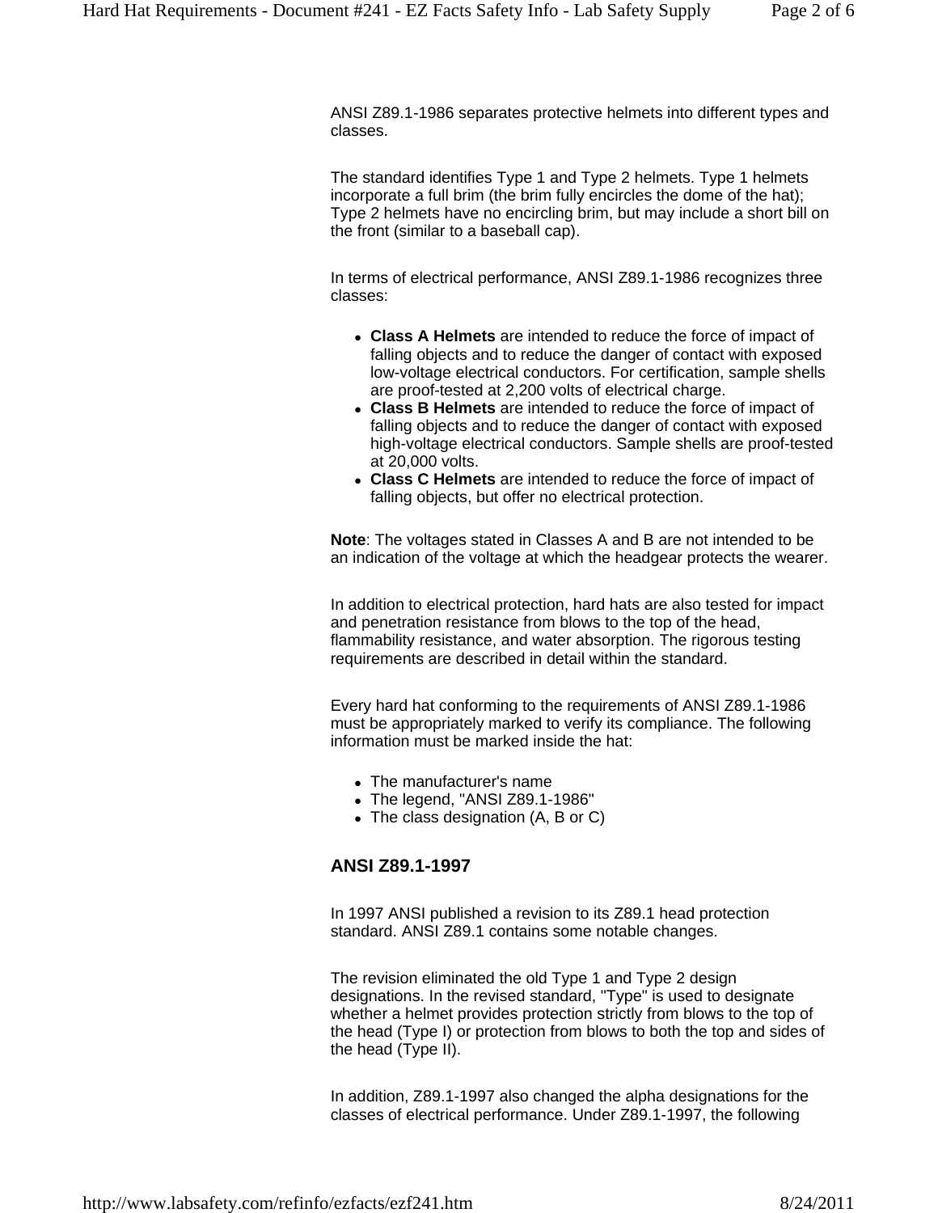ANSI Z89.1-1986 separates protective helmets into different types and classes.

The standard identifies Type 1 and Type 2 helmets. Type 1 helmets incorporate a full brim (the brim fully encircles the dome of the hat); Type 2 helmets have no encircling brim, but may include a short bill on the front (similar to a baseball cap).

In terms of electrical performance, ANSI Z89.1-1986 recognizes three classes:

- **Class A Helmets** are intended to reduce the force of impact of falling objects and to reduce the danger of contact with exposed low-voltage electrical conductors. For certification, sample shells are proof-tested at 2,200 volts of electrical charge.
- **Class B Helmets** are intended to reduce the force of impact of falling objects and to reduce the danger of contact with exposed high-voltage electrical conductors. Sample shells are proof-tested at 20,000 volts.
- **Class C Helmets** are intended to reduce the force of impact of falling objects, but offer no electrical protection.

**Note**: The voltages stated in Classes A and B are not intended to be an indication of the voltage at which the headgear protects the wearer.

In addition to electrical protection, hard hats are also tested for impact and penetration resistance from blows to the top of the head, flammability resistance, and water absorption. The rigorous testing requirements are described in detail within the standard.

Every hard hat conforming to the requirements of ANSI Z89.1-1986 must be appropriately marked to verify its compliance. The following information must be marked inside the hat:

- The manufacturer's name
- The legend, "ANSI Z89.1-1986"
- The class designation (A, B or C)

### ANSI Z89.1-1997

In 1997 ANSI published a revision to its Z89.1 head protection standard. ANSI Z89.1 contains some notable changes.

The revision eliminated the old Type 1 and Type 2 design designations. In the revised standard, "Type" is used to designate whether a helmet provides protection strictly from blows to the top of the head (Type I) or protection from blows to both the top and sides of the head (Type II).

In addition, Z89.1-1997 also changed the alpha designations for the classes of electrical performance. Under Z89.1-1997, the following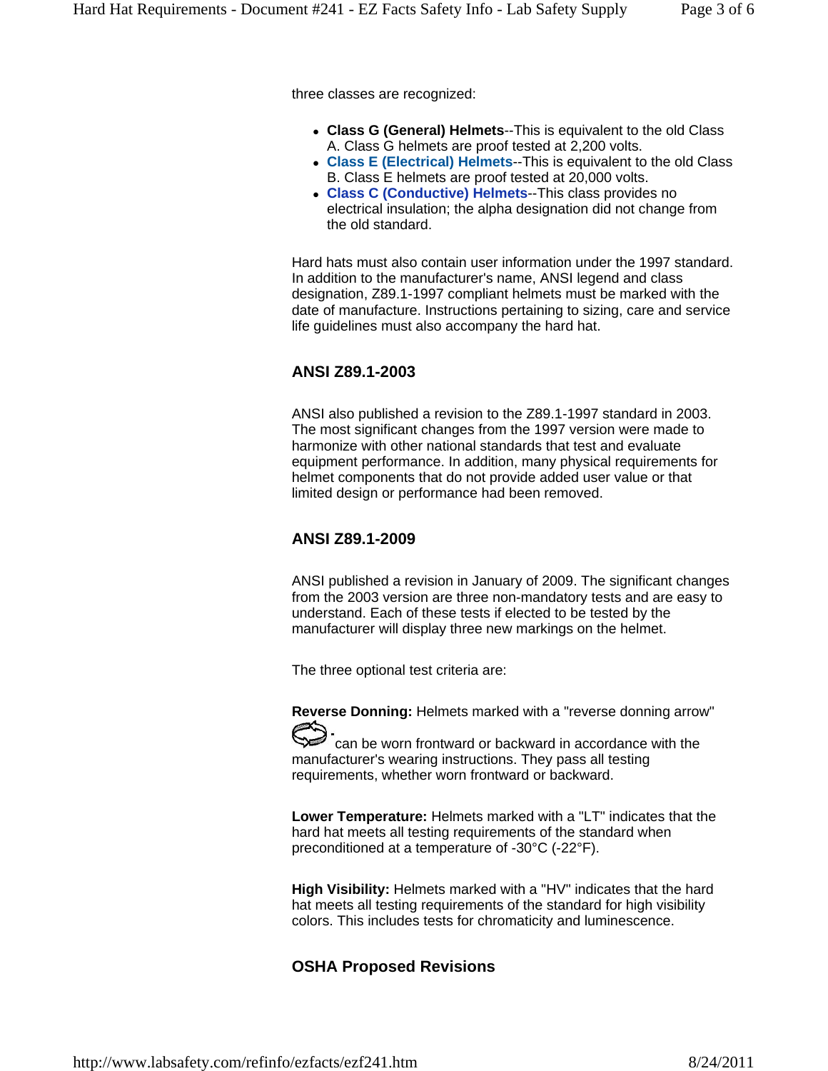three classes are recognized:

- **Class G (General) Helmets**--This is equivalent to the old Class A. Class G helmets are proof tested at 2,200 volts.
- **Class E (Electrical) Helmets**--This is equivalent to the old Class B. Class E helmets are proof tested at 20,000 volts.
- **Class C (Conductive) Helmets**--This class provides no electrical insulation; the alpha designation did not change from the old standard.

Hard hats must also contain user information under the 1997 standard. In addition to the manufacturer's name, ANSI legend and class designation, Z89.1-1997 compliant helmets must be marked with the date of manufacture. Instructions pertaining to sizing, care and service life guidelines must also accompany the hard hat.

### ANSI Z89.1-2003

ANSI also published a revision to the Z89.1-1997 standard in 2003. The most significant changes from the 1997 version were made to harmonize with other national standards that test and evaluate equipment performance. In addition, many physical requirements for helmet components that do not provide added user value or that limited design or performance had been removed.

### ANSI Z89.1-2009

ANSI published a revision in January of 2009. The significant changes from the 2003 version are three non-mandatory tests and are easy to understand. Each of these tests if elected to be tested by the manufacturer will display three new markings on the helmet.

The three optional test criteria are:

**Reverse Donning:** Helmets marked with a "reverse donning arrow" - can be worn frontward or backward in accordance with the manufacturer's wearing instructions. They pass all testing requirements, whether worn frontward or backward.

**Lower Temperature:** Helmets marked with a "LT" indicates that the hard hat meets all testing requirements of the standard when preconditioned at a temperature of -30°C (-22°F).

**High Visibility:** Helmets marked with a "HV" indicates that the hard hat meets all testing requirements of the standard for high visibility colors. This includes tests for chromaticity and luminescence.

### OSHA Proposed Revisions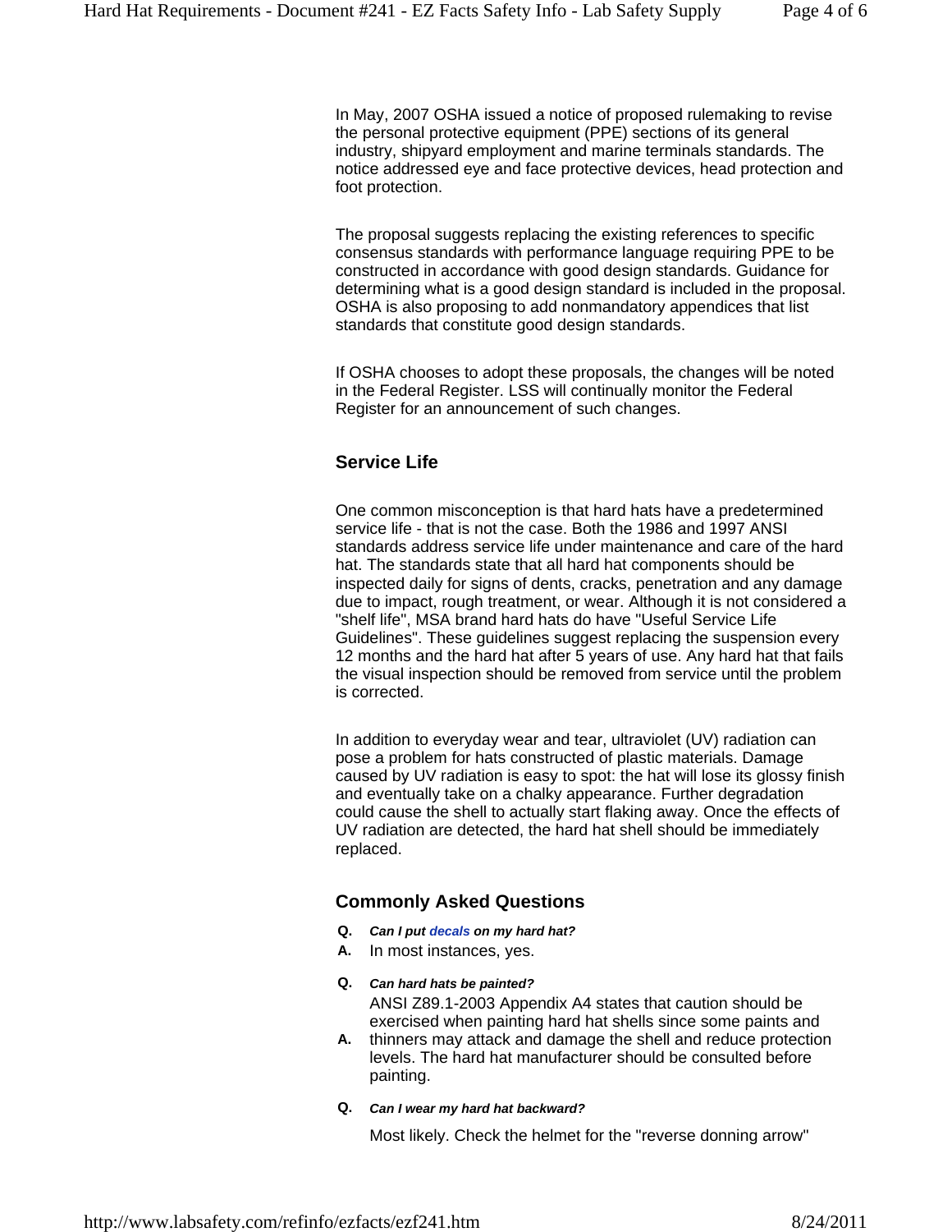In May, 2007 OSHA issued a notice of proposed rulemaking to revise the personal protective equipment (PPE) sections of its general industry, shipyard employment and marine terminals standards. The notice addressed eye and face protective devices, head protection and foot protection.

The proposal suggests replacing the existing references to specific consensus standards with performance language requiring PPE to be constructed in accordance with good design standards. Guidance for determining what is a good design standard is included in the proposal. OSHA is also proposing to add nonmandatory appendices that list standards that constitute good design standards.

If OSHA chooses to adopt these proposals, the changes will be noted in the Federal Register. LSS will continually monitor the Federal Register for an announcement of such changes.

### Service Life

One common misconception is that hard hats have a predetermined service life - that is not the case. Both the 1986 and 1997 ANSI standards address service life under maintenance and care of the hard hat. The standards state that all hard hat components should be inspected daily for signs of dents, cracks, penetration and any damage due to impact, rough treatment, or wear. Although it is not considered a "shelf life", MSA brand hard hats do have "Useful Service Life Guidelines". These guidelines suggest replacing the suspension every 12 months and the hard hat after 5 years of use. Any hard hat that fails the visual inspection should be removed from service until the problem is corrected.

In addition to everyday wear and tear, ultraviolet (UV) radiation can pose a problem for hats constructed of plastic materials. Damage caused by UV radiation is easy to spot: the hat will lose its glossy finish and eventually take on a chalky appearance. Further degradation could cause the shell to actually start flaking away. Once the effects of UV radiation are detected, the hard hat shell should be immediately replaced.

### Commonly Asked Questions

**Q.** ***Can I put decals on my hard hat?***
**A.** In most instances, yes.

**Q.** ***Can hard hats be painted?***
**A.** ANSI Z89.1-2003 Appendix A4 states that caution should be exercised when painting hard hat shells since some paints and thinners may attack and damage the shell and reduce protection levels. The hard hat manufacturer should be consulted before painting.

**Q.** ***Can I wear my hard hat backward?***

Most likely. Check the helmet for the "reverse donning arrow"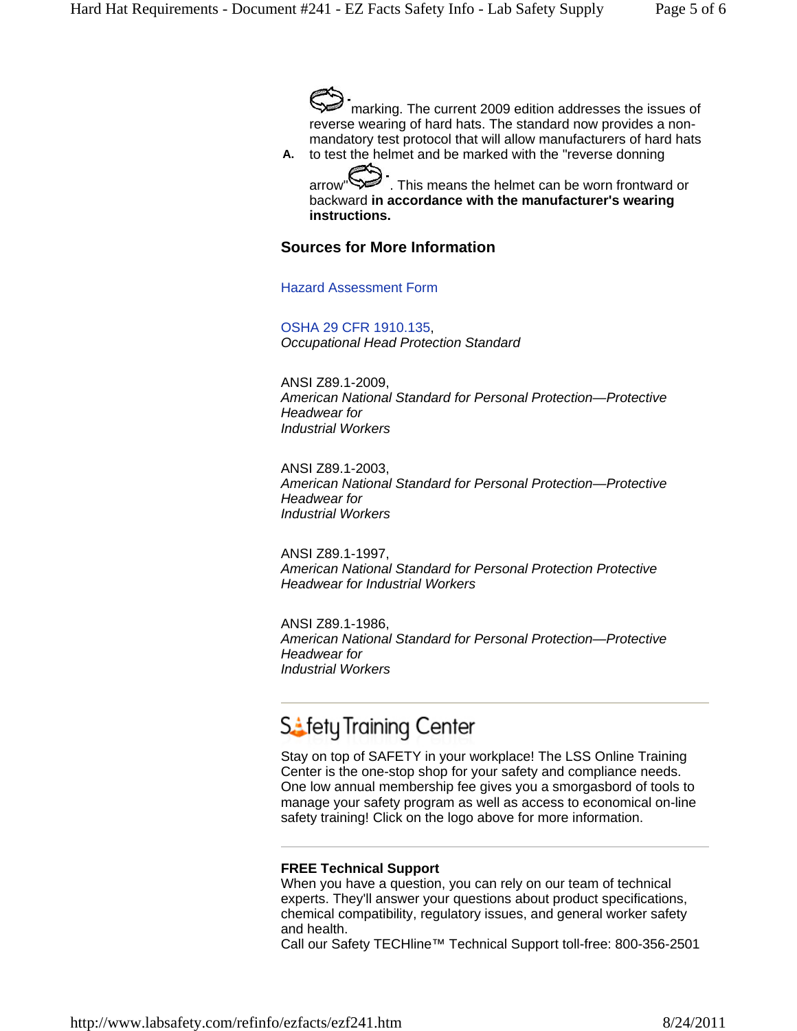marking. The current 2009 edition addresses the issues of reverse wearing of hard hats. The standard now provides a non-mandatory test protocol that will allow manufacturers of hard hats

A. to test the helmet and be marked with the "reverse donning arrow" . This means the helmet can be worn frontward or backward **in accordance with the manufacturer's wearing instructions.**

### Sources for More Information

Hazard Assessment Form

OSHA 29 CFR 1910.135,
*Occupational Head Protection Standard*

ANSI Z89.1-2009,
*American National Standard for Personal Protection—Protective Headwear for Industrial Workers*

ANSI Z89.1-2003,
*American National Standard for Personal Protection—Protective Headwear for Industrial Workers*

ANSI Z89.1-1997,
*American National Standard for Personal Protection Protective Headwear for Industrial Workers*

ANSI Z89.1-1986,
*American National Standard for Personal Protection—Protective Headwear for Industrial Workers*

---

## Safety Training Center

Stay on top of SAFETY in your workplace! The LSS Online Training Center is the one-stop shop for your safety and compliance needs. One low annual membership fee gives you a smorgasbord of tools to manage your safety program as well as access to economical on-line safety training! Click on the logo above for more information.

---

**FREE Technical Support**
When you have a question, you can rely on our team of technical experts. They'll answer your questions about product specifications, chemical compatibility, regulatory issues, and general worker safety and health.
Call our Safety TECHline™ Technical Support toll-free: 800-356-2501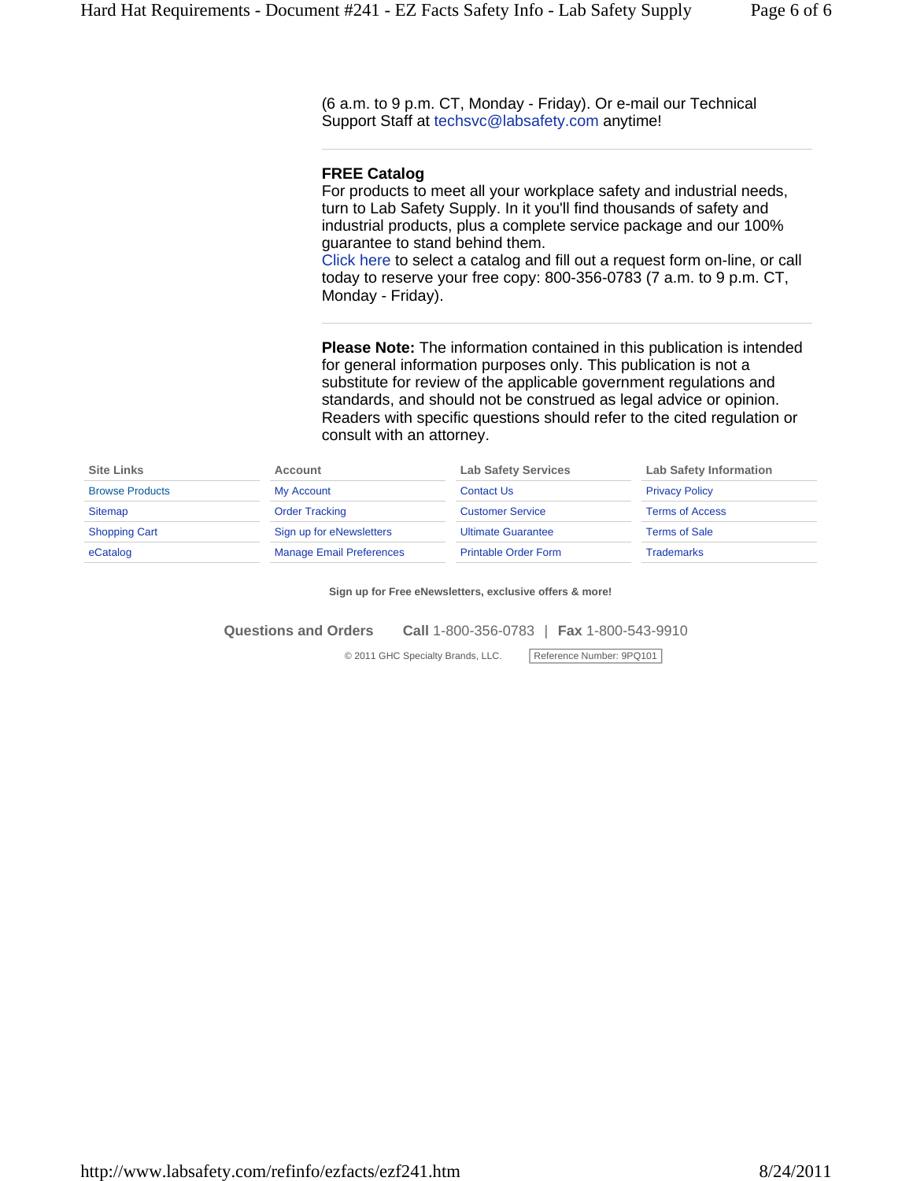(6 a.m. to 9 p.m. CT, Monday - Friday). Or e-mail our Technical Support Staff at techsvc@labsafety.com anytime!

---

**FREE Catalog**
For products to meet all your workplace safety and industrial needs, turn to Lab Safety Supply. In it you'll find thousands of safety and industrial products, plus a complete service package and our 100% guarantee to stand behind them.
Click here to select a catalog and fill out a request form on-line, or call today to reserve your free copy: 800-356-0783 (7 a.m. to 9 p.m. CT, Monday - Friday).

---

**Please Note:** The information contained in this publication is intended for general information purposes only. This publication is not a substitute for review of the applicable government regulations and standards, and should not be construed as legal advice or opinion. Readers with specific questions should refer to the cited regulation or consult with an attorney.

| Site Links | Account | Lab Safety Services | Lab Safety Information |
|---|---|---|---|
| Browse Products | My Account | Contact Us | Privacy Policy |
| Sitemap | Order Tracking | Customer Service | Terms of Access |
| Shopping Cart | Sign up for eNewsletters | Ultimate Guarantee | Terms of Sale |
| eCatalog | Manage Email Preferences | Printable Order Form | Trademarks |

**Sign up for Free eNewsletters, exclusive offers & more!**

**Questions and Orders** **Call** 1-800-356-0783 | **Fax** 1-800-543-9910

© 2011 GHC Specialty Brands, LLC. Reference Number: 9PQ101